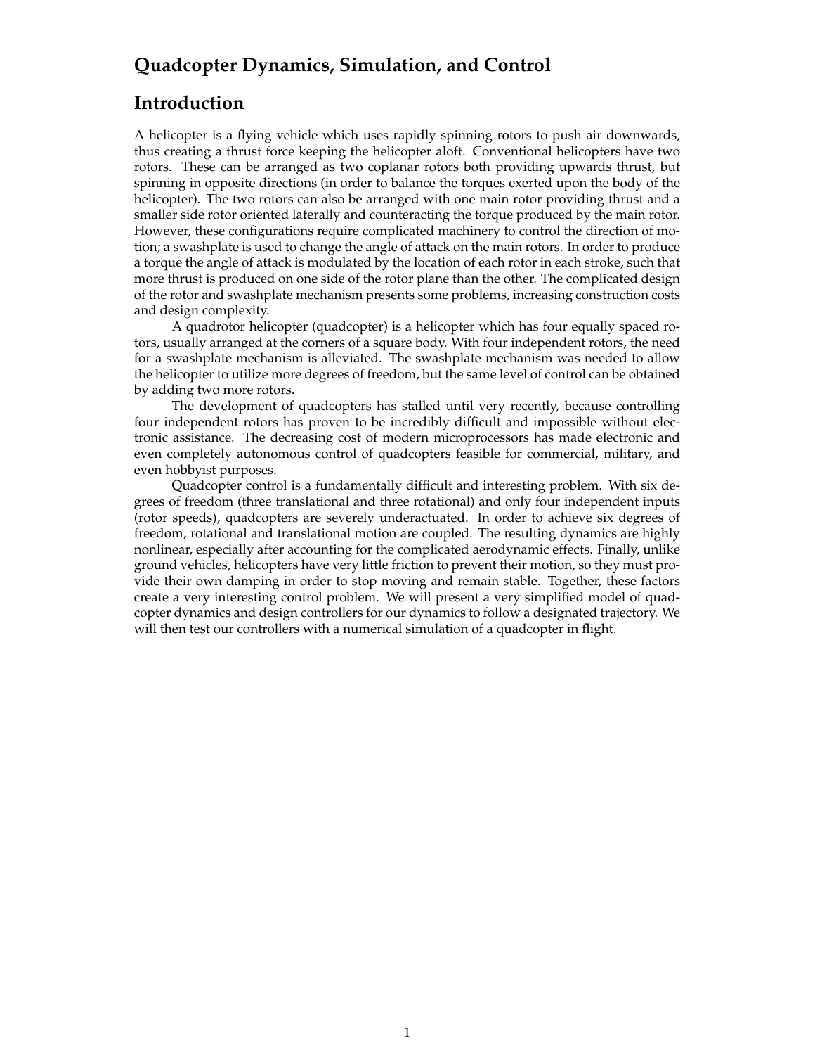# Quadcopter Dynamics, Simulation, and Control

## Introduction

A helicopter is a flying vehicle which uses rapidly spinning rotors to push air downwards, thus creating a thrust force keeping the helicopter aloft. Conventional helicopters have two rotors. These can be arranged as two coplanar rotors both providing upwards thrust, but spinning in opposite directions (in order to balance the torques exerted upon the body of the helicopter). The two rotors can also be arranged with one main rotor providing thrust and a smaller side rotor oriented laterally and counteracting the torque produced by the main rotor. However, these configurations require complicated machinery to control the direction of motion; a swashplate is used to change the angle of attack on the main rotors. In order to produce a torque the angle of attack is modulated by the location of each rotor in each stroke, such that more thrust is produced on one side of the rotor plane than the other. The complicated design of the rotor and swashplate mechanism presents some problems, increasing construction costs and design complexity.

A quadrotor helicopter (quadcopter) is a helicopter which has four equally spaced rotors, usually arranged at the corners of a square body. With four independent rotors, the need for a swashplate mechanism is alleviated. The swashplate mechanism was needed to allow the helicopter to utilize more degrees of freedom, but the same level of control can be obtained by adding two more rotors.

The development of quadcopters has stalled until very recently, because controlling four independent rotors has proven to be incredibly difficult and impossible without electronic assistance. The decreasing cost of modern microprocessors has made electronic and even completely autonomous control of quadcopters feasible for commercial, military, and even hobbyist purposes.

Quadcopter control is a fundamentally difficult and interesting problem. With six degrees of freedom (three translational and three rotational) and only four independent inputs (rotor speeds), quadcopters are severely underactuated. In order to achieve six degrees of freedom, rotational and translational motion are coupled. The resulting dynamics are highly nonlinear, especially after accounting for the complicated aerodynamic effects. Finally, unlike ground vehicles, helicopters have very little friction to prevent their motion, so they must provide their own damping in order to stop moving and remain stable. Together, these factors create a very interesting control problem. We will present a very simplified model of quadcopter dynamics and design controllers for our dynamics to follow a designated trajectory. We will then test our controllers with a numerical simulation of a quadcopter in flight.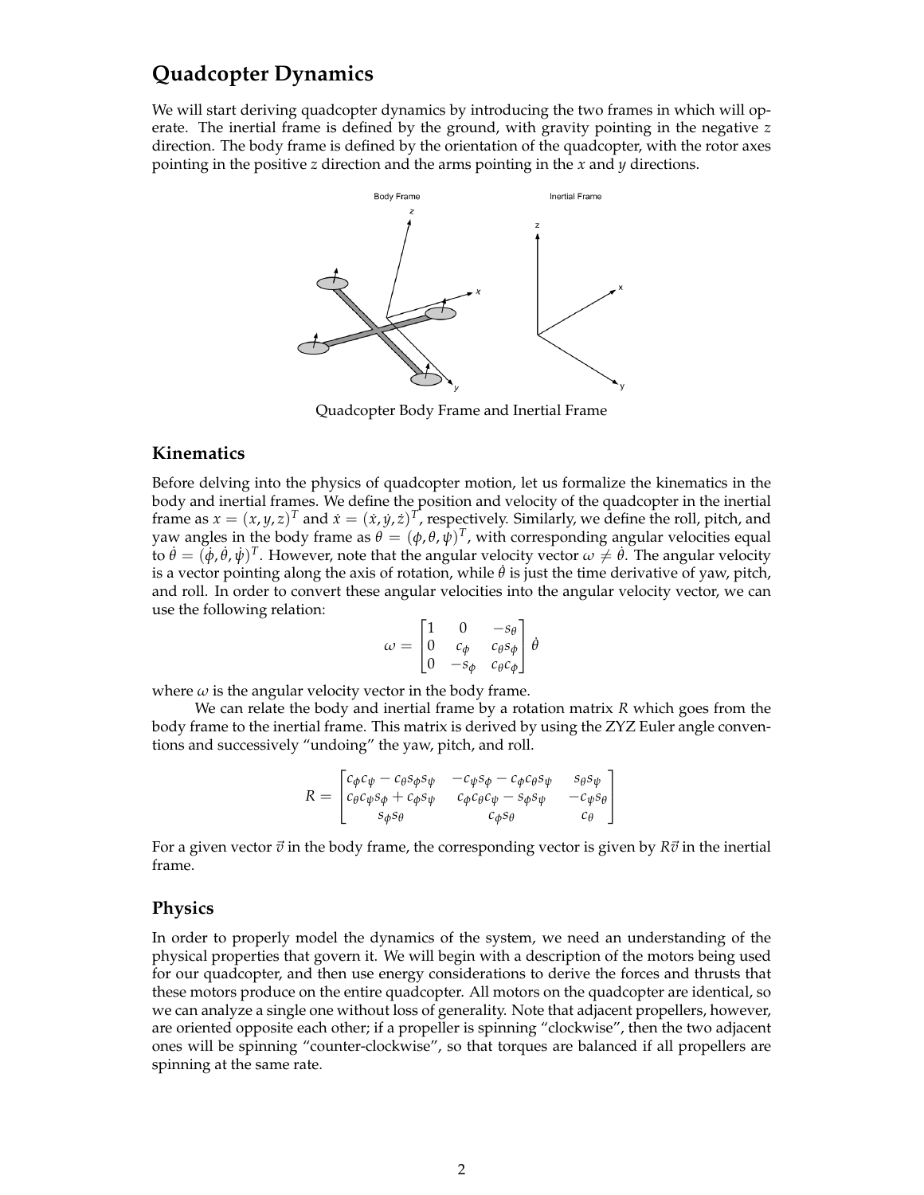# Quadcopter Dynamics

We will start deriving quadcopter dynamics by introducing the two frames in which will operate. The inertial frame is defined by the ground, with gravity pointing in the negative $z$ direction. The body frame is defined by the orientation of the quadcopter, with the rotor axes pointing in the positive $z$ direction and the arms pointing in the $x$ and $y$ directions.

Quadcopter Body Frame and Inertial Frame

## Kinematics

Before delving into the physics of quadcopter motion, let us formalize the kinematics in the body and inertial frames. We define the position and velocity of the quadcopter in the inertial frame as $x = (x, y, z)^T$ and $\dot{x} = (\dot{x}, \dot{y}, \dot{z})^T$, respectively. Similarly, we define the roll, pitch, and yaw angles in the body frame as $\theta = (\phi, \theta, \psi)^T$, with corresponding angular velocities equal to $\dot{\theta} = (\dot{\phi}, \dot{\theta}, \dot{\psi})^T$. However, note that the angular velocity vector $\omega \neq \dot{\theta}$. The angular velocity is a vector pointing along the axis of rotation, while $\dot{\theta}$ is just the time derivative of yaw, pitch, and roll. In order to convert these angular velocities into the angular velocity vector, we can use the following relation:

$$\omega = \begin{bmatrix} 1 & 0 & -s_\theta \\ 0 & c_\phi & c_\theta s_\phi \\ 0 & -s_\phi & c_\theta c_\phi \end{bmatrix} \dot{\theta}$$

where $\omega$ is the angular velocity vector in the body frame.

We can relate the body and inertial frame by a rotation matrix $R$ which goes from the body frame to the inertial frame. This matrix is derived by using the ZYZ Euler angle conventions and successively "undoing" the yaw, pitch, and roll.

$$R = \begin{bmatrix} c_\phi c_\psi - c_\theta s_\phi s_\psi & -c_\psi s_\phi - c_\phi c_\theta s_\psi & s_\theta s_\psi \\ c_\theta c_\psi s_\phi + c_\phi s_\psi & c_\phi c_\theta c_\psi - s_\phi s_\psi & -c_\psi s_\theta \\ s_\phi s_\theta & c_\phi s_\theta & c_\theta \end{bmatrix}$$

For a given vector $\vec{v}$ in the body frame, the corresponding vector is given by $R\vec{v}$ in the inertial frame.

## Physics

In order to properly model the dynamics of the system, we need an understanding of the physical properties that govern it. We will begin with a description of the motors being used for our quadcopter, and then use energy considerations to derive the forces and thrusts that these motors produce on the entire quadcopter. All motors on the quadcopter are identical, so we can analyze a single one without loss of generality. Note that adjacent propellers, however, are oriented opposite each other; if a propeller is spinning "clockwise", then the two adjacent ones will be spinning "counter-clockwise", so that torques are balanced if all propellers are spinning at the same rate.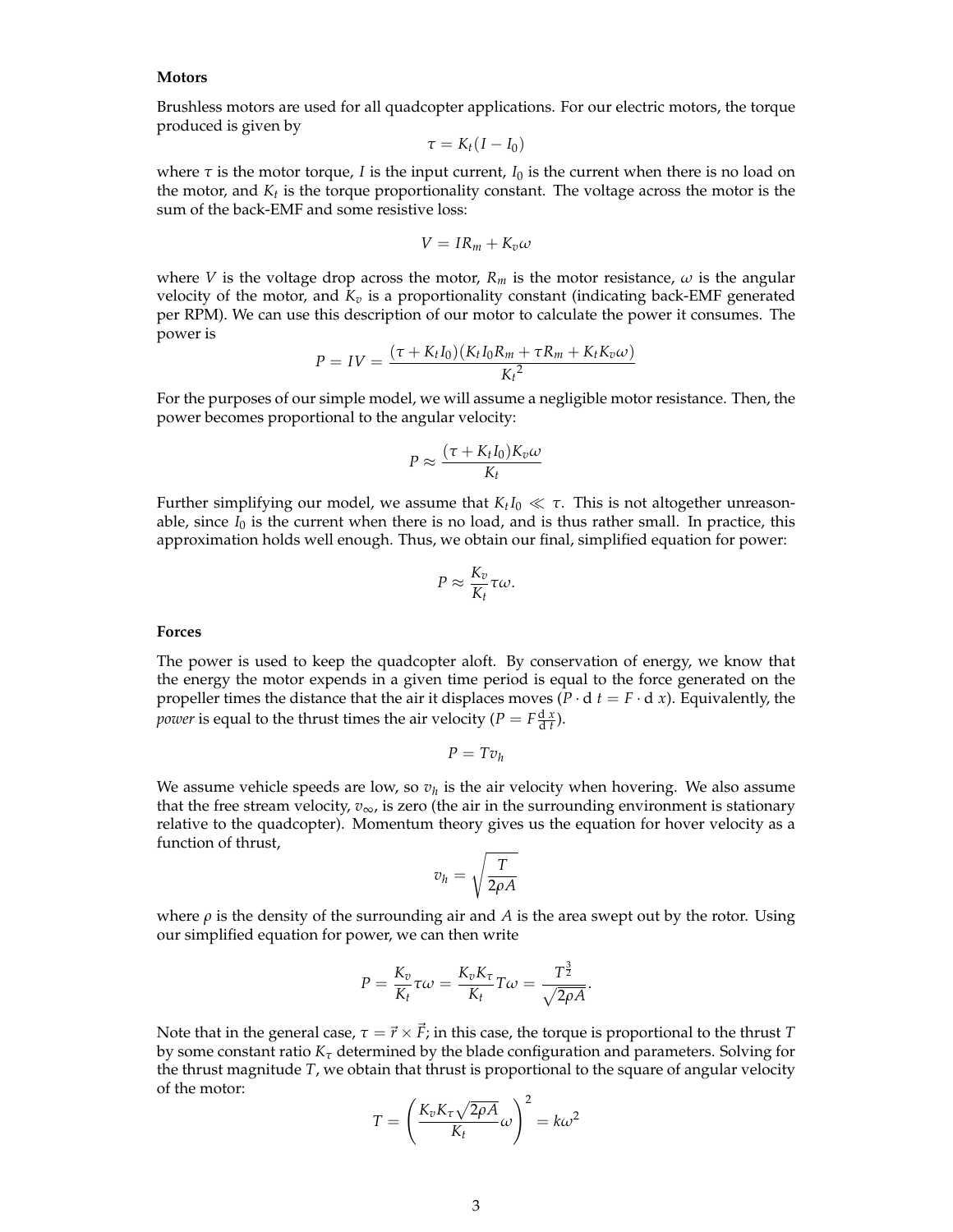**Motors**

Brushless motors are used for all quadcopter applications. For our electric motors, the torque produced is given by

$$\tau = K_t(I - I_0)$$

where $\tau$ is the motor torque, $I$ is the input current, $I_0$ is the current when there is no load on the motor, and $K_t$ is the torque proportionality constant. The voltage across the motor is the sum of the back-EMF and some resistive loss:

$$V = IR_m + K_v\omega$$

where $V$ is the voltage drop across the motor, $R_m$ is the motor resistance, $\omega$ is the angular velocity of the motor, and $K_v$ is a proportionality constant (indicating back-EMF generated per RPM). We can use this description of our motor to calculate the power it consumes. The power is

$$P = IV = \frac{(\tau + K_t I_0)(K_t I_0 R_m + \tau R_m + K_t K_v \omega)}{{K_t}^2}$$

For the purposes of our simple model, we will assume a negligible motor resistance. Then, the power becomes proportional to the angular velocity:

$$P \approx \frac{(\tau + K_t I_0) K_v \omega}{K_t}$$

Further simplifying our model, we assume that $K_t I_0 \ll \tau$. This is not altogether unreasonable, since $I_0$ is the current when there is no load, and is thus rather small. In practice, this approximation holds well enough. Thus, we obtain our final, simplified equation for power:

$$P \approx \frac{K_v}{K_t}\tau\omega.$$

**Forces**

The power is used to keep the quadcopter aloft. By conservation of energy, we know that the energy the motor expends in a given time period is equal to the force generated on the propeller times the distance that the air it displaces moves ($P \cdot \mathrm{d}\, t = F \cdot \mathrm{d}\, x$). Equivalently, the *power* is equal to the thrust times the air velocity ($P = F\frac{\mathrm{d}\, x}{\mathrm{d}\, t}$).

$$P = Tv_h$$

We assume vehicle speeds are low, so $v_h$ is the air velocity when hovering. We also assume that the free stream velocity, $v_\infty$, is zero (the air in the surrounding environment is stationary relative to the quadcopter). Momentum theory gives us the equation for hover velocity as a function of thrust,

$$v_h = \sqrt{\frac{T}{2\rho A}}$$

where $\rho$ is the density of the surrounding air and $A$ is the area swept out by the rotor. Using our simplified equation for power, we can then write

$$P = \frac{K_v}{K_t}\tau\omega = \frac{K_v K_\tau}{K_t} T\omega = \frac{T^{\frac{3}{2}}}{\sqrt{2\rho A}}.$$

Note that in the general case, $\tau = \vec{r} \times \vec{F}$; in this case, the torque is proportional to the thrust $T$ by some constant ratio $K_\tau$ determined by the blade configuration and parameters. Solving for the thrust magnitude $T$, we obtain that thrust is proportional to the square of angular velocity of the motor:

$$T = \left(\frac{K_v K_\tau \sqrt{2\rho A}}{K_t}\omega\right)^2 = k\omega^2$$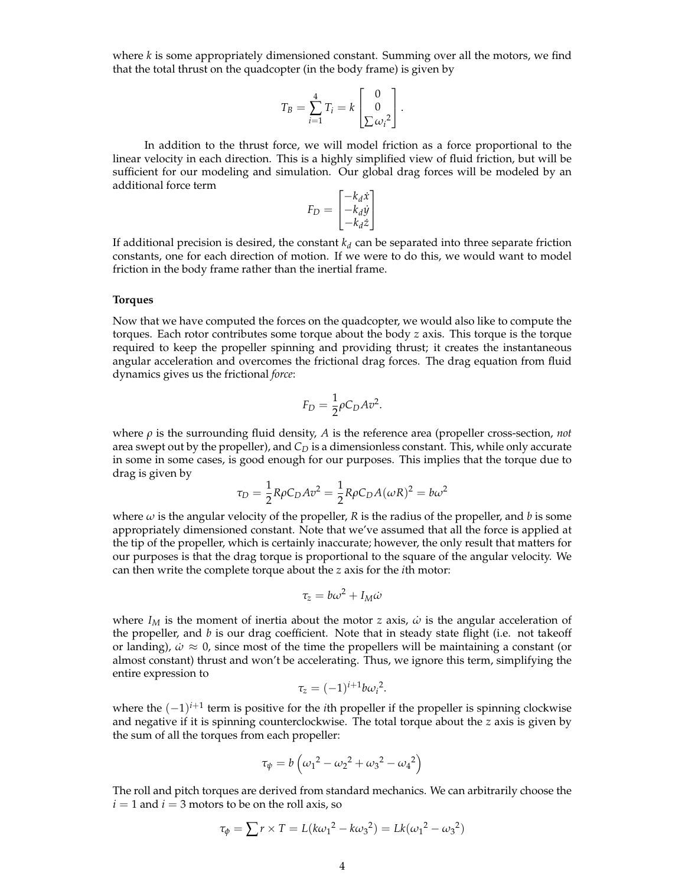where $k$ is some appropriately dimensioned constant. Summing over all the motors, we find that the total thrust on the quadcopter (in the body frame) is given by

$$T_B = \sum_{i=1}^{4} T_i = k \begin{bmatrix} 0 \\ 0 \\ \sum {\omega_i}^2 \end{bmatrix}.$$

In addition to the thrust force, we will model friction as a force proportional to the linear velocity in each direction. This is a highly simplified view of fluid friction, but will be sufficient for our modeling and simulation. Our global drag forces will be modeled by an additional force term

$$F_D = \begin{bmatrix} -k_d \dot{x} \\ -k_d \dot{y} \\ -k_d \dot{z} \end{bmatrix}$$

If additional precision is desired, the constant $k_d$ can be separated into three separate friction constants, one for each direction of motion. If we were to do this, we would want to model friction in the body frame rather than the inertial frame.

**Torques**

Now that we have computed the forces on the quadcopter, we would also like to compute the torques. Each rotor contributes some torque about the body $z$ axis. This torque is the torque required to keep the propeller spinning and providing thrust; it creates the instantaneous angular acceleration and overcomes the frictional drag forces. The drag equation from fluid dynamics gives us the frictional *force*:

$$F_D = \frac{1}{2} \rho C_D A v^2.$$

where $\rho$ is the surrounding fluid density, $A$ is the reference area (propeller cross-section, *not* area swept out by the propeller), and $C_D$ is a dimensionless constant. This, while only accurate in some in some cases, is good enough for our purposes. This implies that the torque due to drag is given by

$$\tau_D = \frac{1}{2} R \rho C_D A v^2 = \frac{1}{2} R \rho C_D A (\omega R)^2 = b \omega^2$$

where $\omega$ is the angular velocity of the propeller, $R$ is the radius of the propeller, and $b$ is some appropriately dimensioned constant. Note that we've assumed that all the force is applied at the tip of the propeller, which is certainly inaccurate; however, the only result that matters for our purposes is that the drag torque is proportional to the square of the angular velocity. We can then write the complete torque about the $z$ axis for the $i$th motor:

$$\tau_z = b \omega^2 + I_M \dot{\omega}$$

where $I_M$ is the moment of inertia about the motor $z$ axis, $\dot{\omega}$ is the angular acceleration of the propeller, and $b$ is our drag coefficient. Note that in steady state flight (i.e. not takeoff or landing), $\dot{\omega} \approx 0$, since most of the time the propellers will be maintaining a constant (or almost constant) thrust and won't be accelerating. Thus, we ignore this term, simplifying the entire expression to

$$\tau_z = (-1)^{i+1} b {\omega_i}^2.$$

where the $(-1)^{i+1}$ term is positive for the $i$th propeller if the propeller is spinning clockwise and negative if it is spinning counterclockwise. The total torque about the $z$ axis is given by the sum of all the torques from each propeller:

$$\tau_\psi = b \left( {\omega_1}^2 - {\omega_2}^2 + {\omega_3}^2 - {\omega_4}^2 \right)$$

The roll and pitch torques are derived from standard mechanics. We can arbitrarily choose the $i = 1$ and $i = 3$ motors to be on the roll axis, so

$$\tau_\phi = \sum r \times T = L(k{\omega_1}^2 - k{\omega_3}^2) = Lk({\omega_1}^2 - {\omega_3}^2)$$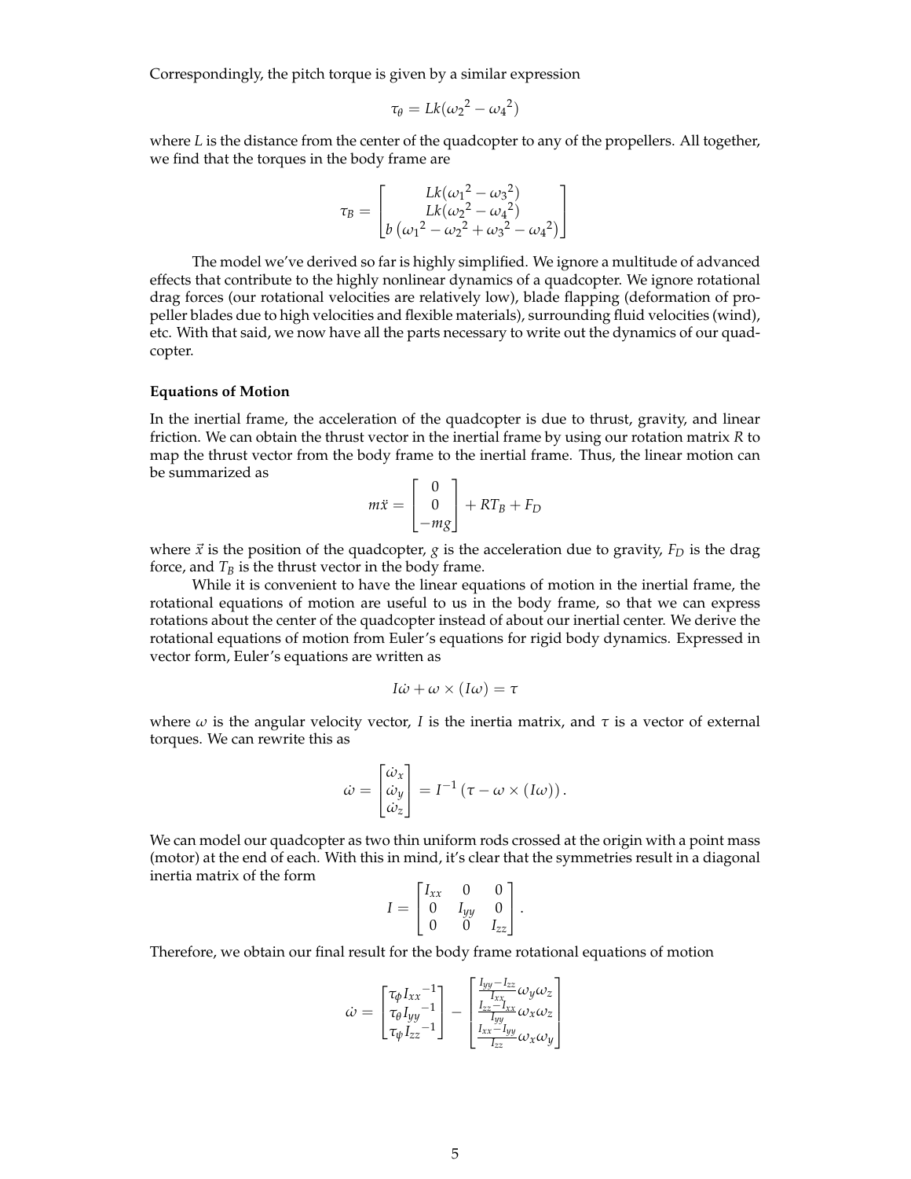Correspondingly, the pitch torque is given by a similar expression

$$\tau_\theta = Lk({\omega_2}^2 - {\omega_4}^2)$$

where $L$ is the distance from the center of the quadcopter to any of the propellers. All together, we find that the torques in the body frame are

$$\tau_B = \begin{bmatrix} Lk({\omega_1}^2 - {\omega_3}^2) \\ Lk({\omega_2}^2 - {\omega_4}^2) \\ b\left({\omega_1}^2 - {\omega_2}^2 + {\omega_3}^2 - {\omega_4}^2\right) \end{bmatrix}$$

The model we've derived so far is highly simplified. We ignore a multitude of advanced effects that contribute to the highly nonlinear dynamics of a quadcopter. We ignore rotational drag forces (our rotational velocities are relatively low), blade flapping (deformation of propeller blades due to high velocities and flexible materials), surrounding fluid velocities (wind), etc. With that said, we now have all the parts necessary to write out the dynamics of our quadcopter.

**Equations of Motion**

In the inertial frame, the acceleration of the quadcopter is due to thrust, gravity, and linear friction. We can obtain the thrust vector in the inertial frame by using our rotation matrix $R$ to map the thrust vector from the body frame to the inertial frame. Thus, the linear motion can be summarized as

$$m\ddot{x} = \begin{bmatrix} 0 \\ 0 \\ -mg \end{bmatrix} + RT_B + F_D$$

where $\vec{x}$ is the position of the quadcopter, $g$ is the acceleration due to gravity, $F_D$ is the drag force, and $T_B$ is the thrust vector in the body frame.

While it is convenient to have the linear equations of motion in the inertial frame, the rotational equations of motion are useful to us in the body frame, so that we can express rotations about the center of the quadcopter instead of about our inertial center. We derive the rotational equations of motion from Euler's equations for rigid body dynamics. Expressed in vector form, Euler's equations are written as

$$I\dot{\omega} + \omega \times (I\omega) = \tau$$

where $\omega$ is the angular velocity vector, $I$ is the inertia matrix, and $\tau$ is a vector of external torques. We can rewrite this as

$$\dot{\omega} = \begin{bmatrix} \dot{\omega}_x \\ \dot{\omega}_y \\ \dot{\omega}_z \end{bmatrix} = I^{-1}\left(\tau - \omega \times (I\omega)\right).$$

We can model our quadcopter as two thin uniform rods crossed at the origin with a point mass (motor) at the end of each. With this in mind, it's clear that the symmetries result in a diagonal inertia matrix of the form

$$I = \begin{bmatrix} I_{xx} & 0 & 0 \\ 0 & I_{yy} & 0 \\ 0 & 0 & I_{zz} \end{bmatrix}.$$

Therefore, we obtain our final result for the body frame rotational equations of motion

$$\dot{\omega} = \begin{bmatrix} \tau_\phi {I_{xx}}^{-1} \\ \tau_\theta {I_{yy}}^{-1} \\ \tau_\psi {I_{zz}}^{-1} \end{bmatrix} - \begin{bmatrix} \frac{I_{yy} - I_{zz}}{I_{xx}} \omega_y \omega_z \\ \frac{I_{zz} - I_{xx}}{I_{yy}} \omega_x \omega_z \\ \frac{I_{xx} - I_{yy}}{I_{zz}} \omega_x \omega_y \end{bmatrix}$$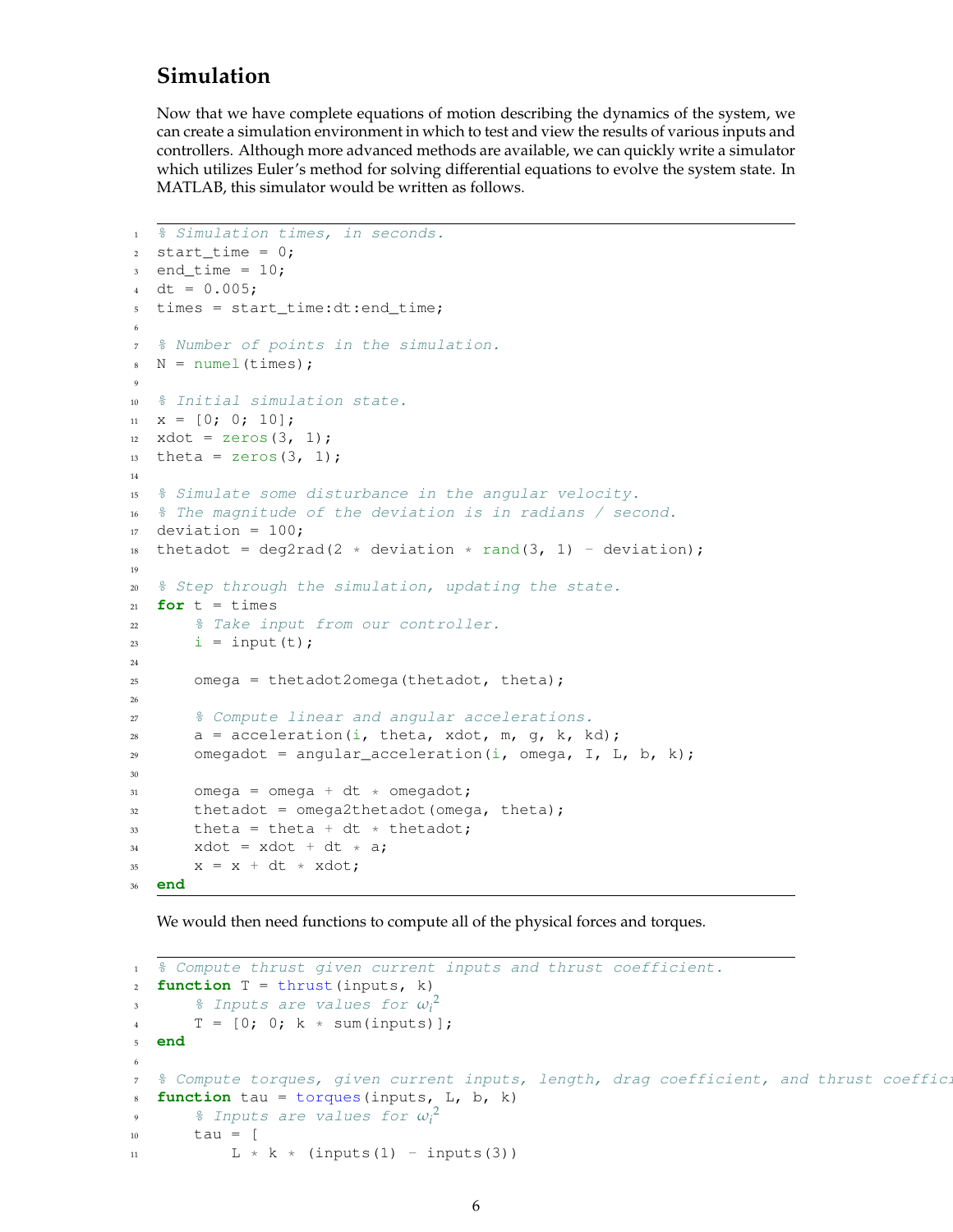## Simulation

Now that we have complete equations of motion describing the dynamics of the system, we can create a simulation environment in which to test and view the results of various inputs and controllers. Although more advanced methods are available, we can quickly write a simulator which utilizes Euler's method for solving differential equations to evolve the system state. In MATLAB, this simulator would be written as follows.

```
% Simulation times, in seconds.
start_time = 0;
end_time = 10;
dt = 0.005;
times = start_time:dt:end_time;

% Number of points in the simulation.
N = numel(times);

% Initial simulation state.
x = [0; 0; 10];
xdot = zeros(3, 1);
theta = zeros(3, 1);

% Simulate some disturbance in the angular velocity.
% The magnitude of the deviation is in radians / second.
deviation = 100;
thetadot = deg2rad(2 * deviation * rand(3, 1) - deviation);

% Step through the simulation, updating the state.
for t = times
    % Take input from our controller.
    i = input(t);

    omega = thetadot2omega(thetadot, theta);

    % Compute linear and angular accelerations.
    a = acceleration(i, theta, xdot, m, g, k, kd);
    omegadot = angular_acceleration(i, omega, I, L, b, k);

    omega = omega + dt * omegadot;
    thetadot = omega2thetadot(omega, theta);
    theta = theta + dt * thetadot;
    xdot = xdot + dt * a;
    x = x + dt * xdot;
end
```

We would then need functions to compute all of the physical forces and torques.

```
% Compute thrust given current inputs and thrust coefficient.
function T = thrust(inputs, k)
    % Inputs are values for ωi^2
    T = [0; 0; k * sum(inputs)];
end

% Compute torques, given current inputs, length, drag coefficient, and thrust coeffici
function tau = torques(inputs, L, b, k)
    % Inputs are values for ωi^2
    tau = [
        L * k * (inputs(1) - inputs(3))
```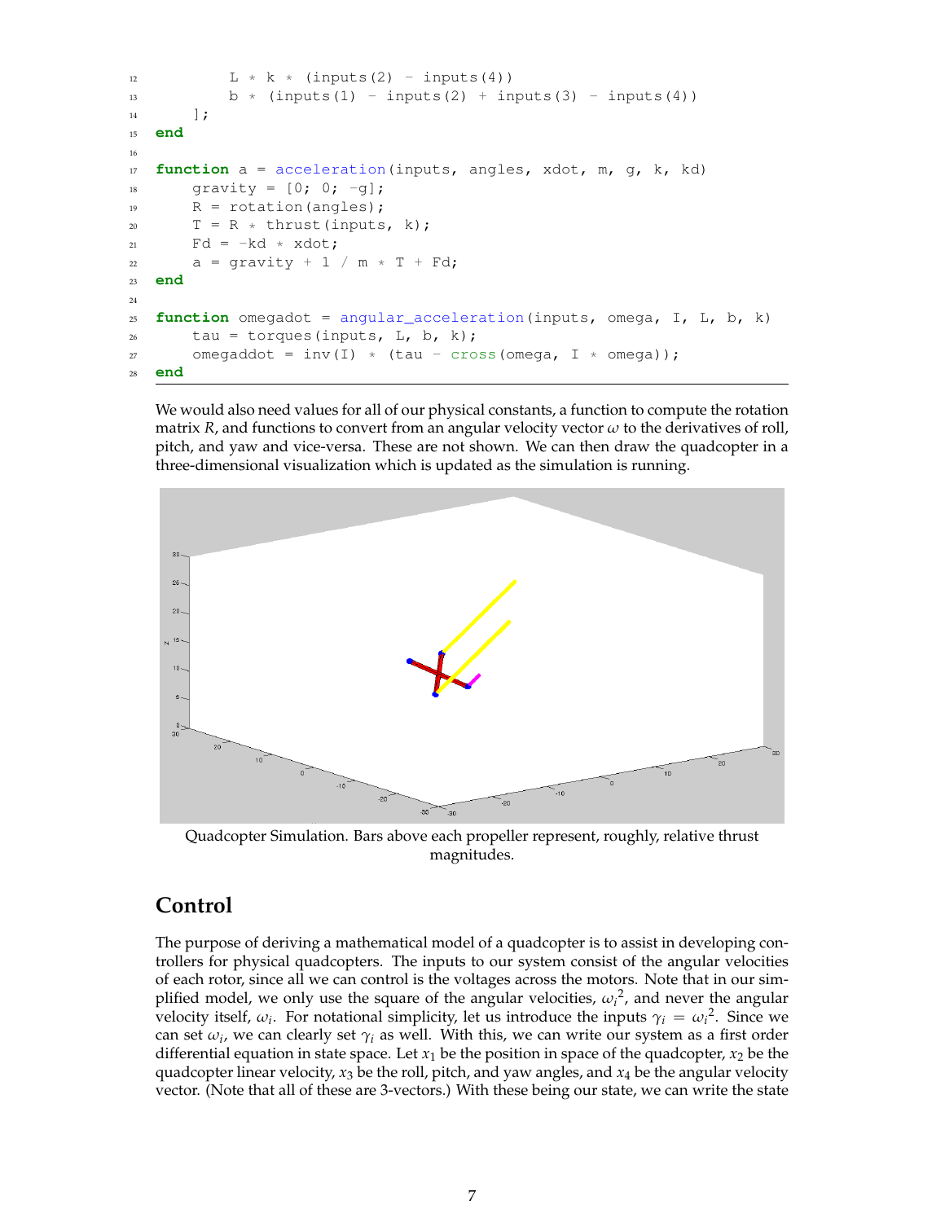```
        L * k * (inputs(2) - inputs(4))
        b * (inputs(1) - inputs(2) + inputs(3) - inputs(4))
    ];
end

function a = acceleration(inputs, angles, xdot, m, g, k, kd)
    gravity = [0; 0; -g];
    R = rotation(angles);
    T = R * thrust(inputs, k);
    Fd = -kd * xdot;
    a = gravity + 1 / m * T + Fd;
end

function omegadot = angular_acceleration(inputs, omega, I, L, b, k)
    tau = torques(inputs, L, b, k);
    omegaddot = inv(I) * (tau - cross(omega, I * omega));
end
```

We would also need values for all of our physical constants, a function to compute the rotation matrix $R$, and functions to convert from an angular velocity vector $\omega$ to the derivatives of roll, pitch, and yaw and vice-versa. These are not shown. We can then draw the quadcopter in a three-dimensional visualization which is updated as the simulation is running.

Quadcopter Simulation. Bars above each propeller represent, roughly, relative thrust magnitudes.

## Control

The purpose of deriving a mathematical model of a quadcopter is to assist in developing controllers for physical quadcopters. The inputs to our system consist of the angular velocities of each rotor, since all we can control is the voltages across the motors. Note that in our simplified model, we only use the square of the angular velocities, $\omega_i^2$, and never the angular velocity itself, $\omega_i$. For notational simplicity, let us introduce the inputs $\gamma_i = \omega_i^2$. Since we can set $\omega_i$, we can clearly set $\gamma_i$ as well. With this, we can write our system as a first order differential equation in state space. Let $x_1$ be the position in space of the quadcopter, $x_2$ be the quadcopter linear velocity, $x_3$ be the roll, pitch, and yaw angles, and $x_4$ be the angular velocity vector. (Note that all of these are 3-vectors.) With these being our state, we can write the state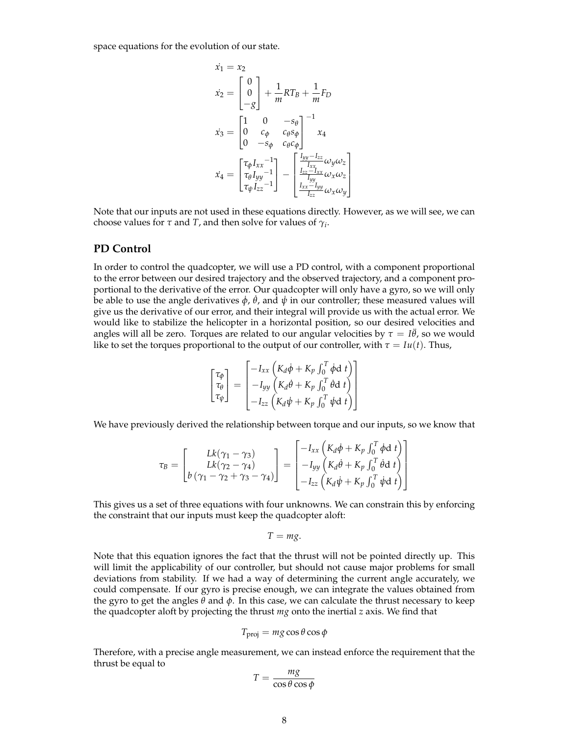space equations for the evolution of our state.

$$
\begin{aligned}
\dot{x_1} &= x_2 \\
\dot{x_2} &= \begin{bmatrix} 0 \\ 0 \\ -g \end{bmatrix} + \frac{1}{m} R T_B + \frac{1}{m} F_D \\
\dot{x_3} &= \begin{bmatrix} 1 & 0 & -s_\theta \\ 0 & c_\phi & c_\theta s_\phi \\ 0 & -s_\phi & c_\theta c_\phi \end{bmatrix}^{-1} x_4 \\
\dot{x_4} &= \begin{bmatrix} \tau_\phi {I_{xx}}^{-1} \\ \tau_\theta {I_{yy}}^{-1} \\ \tau_\psi {I_{zz}}^{-1} \end{bmatrix} - \begin{bmatrix} \frac{I_{yy}-I_{zz}}{I_{xx}} \omega_y \omega_z \\ \frac{I_{zz}-I_{xx}}{I_{yy}} \omega_x \omega_z \\ \frac{I_{xx}-I_{yy}}{I_{zz}} \omega_x \omega_y \end{bmatrix}
\end{aligned}
$$

Note that our inputs are not used in these equations directly. However, as we will see, we can choose values for $\tau$ and $T$, and then solve for values of $\gamma_i$.

## PD Control

In order to control the quadcopter, we will use a PD control, with a component proportional to the error between our desired trajectory and the observed trajectory, and a component proportional to the derivative of the error. Our quadcopter will only have a gyro, so we will only be able to use the angle derivatives $\dot{\phi}$, $\dot{\theta}$, and $\dot{\psi}$ in our controller; these measured values will give us the derivative of our error, and their integral will provide us with the actual error. We would like to stabilize the helicopter in a horizontal position, so our desired velocities and angles will all be zero. Torques are related to our angular velocities by $\tau = I\ddot{\theta}$, so we would like to set the torques proportional to the output of our controller, with $\tau = Iu(t)$. Thus,

$$
\begin{bmatrix} \tau_\phi \\ \tau_\theta \\ \tau_\psi \end{bmatrix} = \begin{bmatrix} -I_{xx}\left(K_d \dot{\phi} + K_p \int_0^T \dot{\phi} \mathrm{d}\, t\right) \\ -I_{yy}\left(K_d \dot{\theta} + K_p \int_0^T \dot{\theta} \mathrm{d}\, t\right) \\ -I_{zz}\left(K_d \dot{\psi} + K_p \int_0^T \dot{\psi} \mathrm{d}\, t\right) \end{bmatrix}
$$

We have previously derived the relationship between torque and our inputs, so we know that

$$
\tau_B = \begin{bmatrix} Lk(\gamma_1 - \gamma_3) \\ Lk(\gamma_2 - \gamma_4) \\ b\left(\gamma_1 - \gamma_2 + \gamma_3 - \gamma_4\right) \end{bmatrix} = \begin{bmatrix} -I_{xx}\left(K_d \dot{\phi} + K_p \int_0^T \dot{\phi} \mathrm{d}\, t\right) \\ -I_{yy}\left(K_d \dot{\theta} + K_p \int_0^T \dot{\theta} \mathrm{d}\, t\right) \\ -I_{zz}\left(K_d \dot{\psi} + K_p \int_0^T \dot{\psi} \mathrm{d}\, t\right) \end{bmatrix}
$$

This gives us a set of three equations with four unknowns. We can constrain this by enforcing the constraint that our inputs must keep the quadcopter aloft:

$$
T = mg.
$$

Note that this equation ignores the fact that the thrust will not be pointed directly up. This will limit the applicability of our controller, but should not cause major problems for small deviations from stability. If we had a way of determining the current angle accurately, we could compensate. If our gyro is precise enough, we can integrate the values obtained from the gyro to get the angles $\theta$ and $\phi$. In this case, we can calculate the thrust necessary to keep the quadcopter aloft by projecting the thrust $mg$ onto the inertial $z$ axis. We find that

$$
T_{\text{proj}} = mg \cos\theta \cos\phi
$$

Therefore, with a precise angle measurement, we can instead enforce the requirement that the thrust be equal to

$$
T = \frac{mg}{\cos\theta \cos\phi}
$$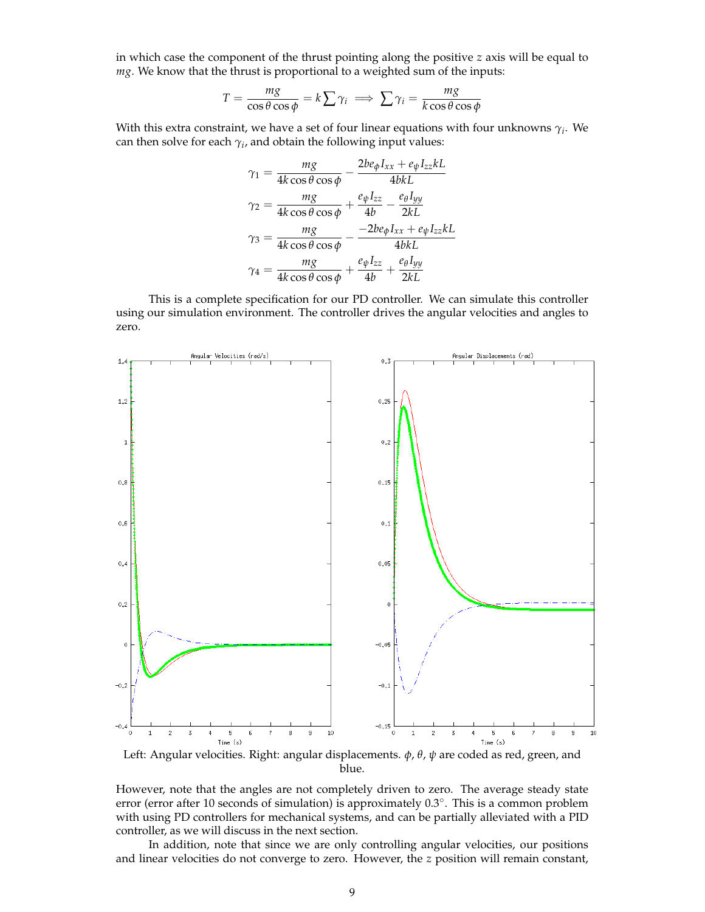in which case the component of the thrust pointing along the positive $z$ axis will be equal to $mg$. We know that the thrust is proportional to a weighted sum of the inputs:

$$T = \frac{mg}{\cos\theta\cos\phi} = k\sum\gamma_i \implies \sum\gamma_i = \frac{mg}{k\cos\theta\cos\phi}$$

With this extra constraint, we have a set of four linear equations with four unknowns $\gamma_i$. We can then solve for each $\gamma_i$, and obtain the following input values:

$$\gamma_1 = \frac{mg}{4k\cos\theta\cos\phi} - \frac{2be_\phi I_{xx} + e_\psi I_{zz}kL}{4bkL}$$

$$\gamma_2 = \frac{mg}{4k\cos\theta\cos\phi} + \frac{e_\psi I_{zz}}{4b} - \frac{e_\theta I_{yy}}{2kL}$$

$$\gamma_3 = \frac{mg}{4k\cos\theta\cos\phi} - \frac{-2be_\phi I_{xx} + e_\psi I_{zz}kL}{4bkL}$$

$$\gamma_4 = \frac{mg}{4k\cos\theta\cos\phi} + \frac{e_\psi I_{zz}}{4b} + \frac{e_\theta I_{yy}}{2kL}$$

This is a complete specification for our PD controller. We can simulate this controller using our simulation environment. The controller drives the angular velocities and angles to zero.

Left: Angular velocities. Right: angular displacements. $\phi$, $\theta$, $\psi$ are coded as red, green, and blue.

However, note that the angles are not completely driven to zero. The average steady state error (error after 10 seconds of simulation) is approximately 0.3°. This is a common problem with using PD controllers for mechanical systems, and can be partially alleviated with a PID controller, as we will discuss in the next section.

In addition, note that since we are only controlling angular velocities, our positions and linear velocities do not converge to zero. However, the $z$ position will remain constant,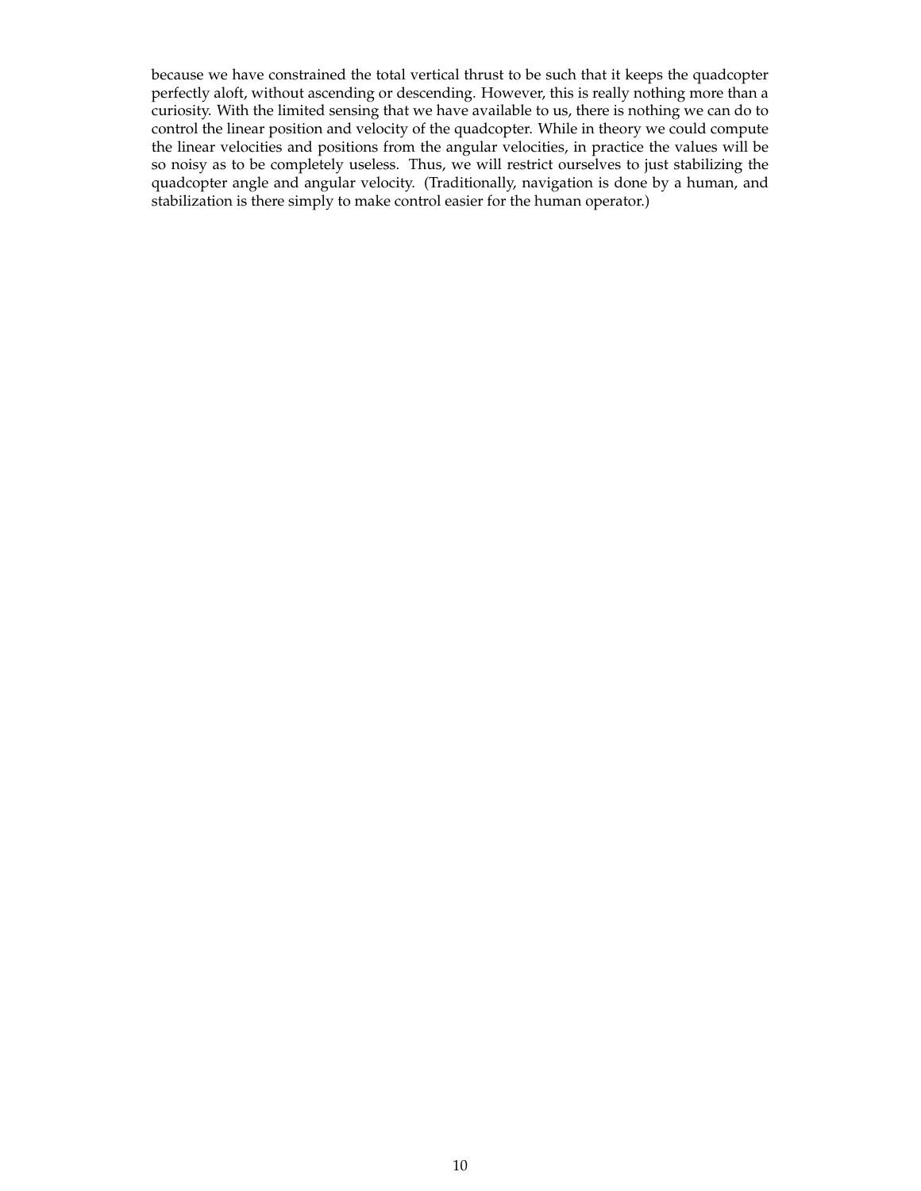because we have constrained the total vertical thrust to be such that it keeps the quadcopter perfectly aloft, without ascending or descending. However, this is really nothing more than a curiosity. With the limited sensing that we have available to us, there is nothing we can do to control the linear position and velocity of the quadcopter. While in theory we could compute the linear velocities and positions from the angular velocities, in practice the values will be so noisy as to be completely useless. Thus, we will restrict ourselves to just stabilizing the quadcopter angle and angular velocity. (Traditionally, navigation is done by a human, and stabilization is there simply to make control easier for the human operator.)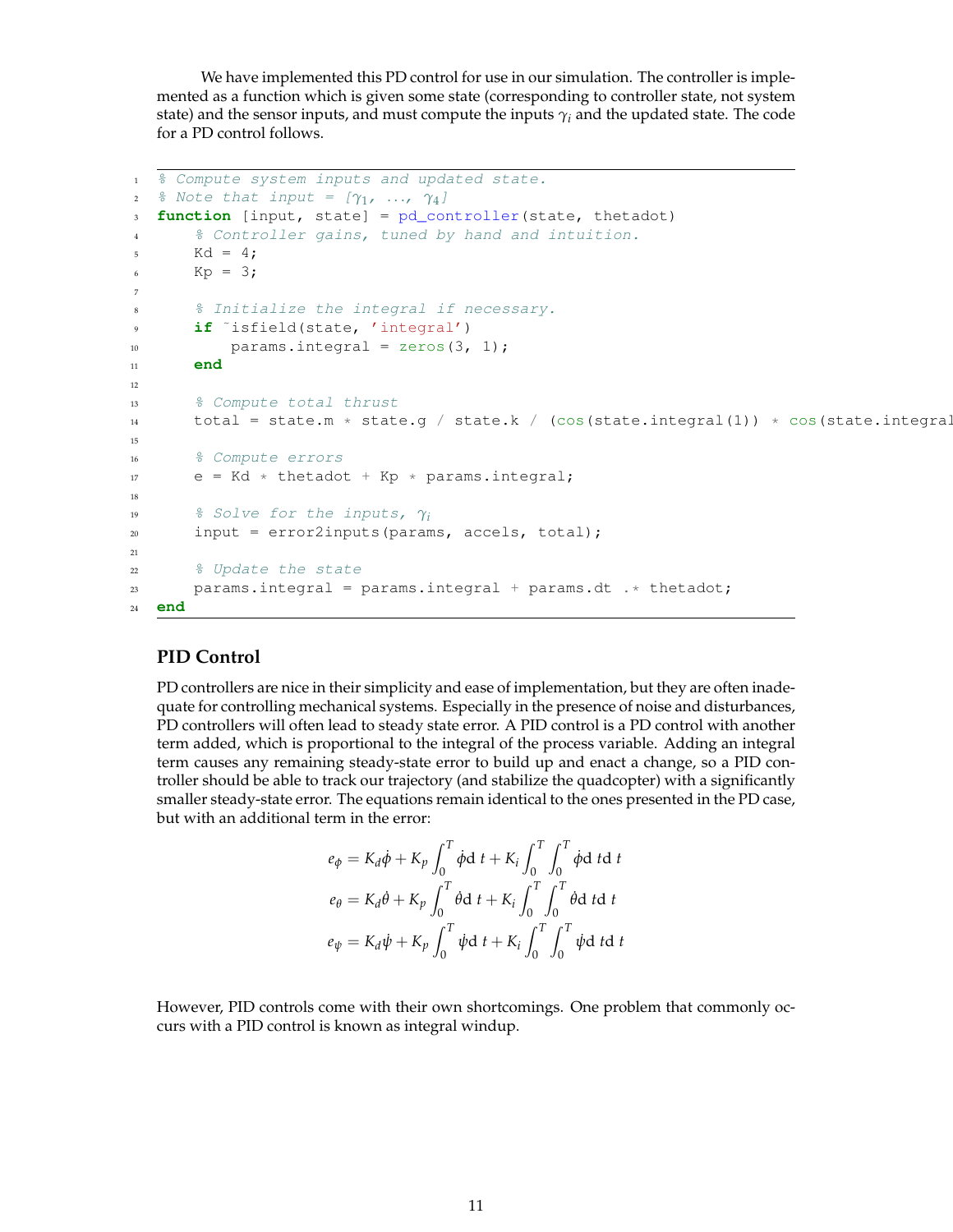We have implemented this PD control for use in our simulation. The controller is implemented as a function which is given some state (corresponding to controller state, not system state) and the sensor inputs, and must compute the inputs $\gamma_i$ and the updated state. The code for a PD control follows.

```
% Compute system inputs and updated state.
% Note that input = [γ1, ..., γ4]
function [input, state] = pd_controller(state, thetadot)
    % Controller gains, tuned by hand and intuition.
    Kd = 4;
    Kp = 3;

    % Initialize the integral if necessary.
    if ~isfield(state, 'integral')
        params.integral = zeros(3, 1);
    end

    % Compute total thrust
    total = state.m * state.g / state.k / (cos(state.integral(1)) * cos(state.integral

    % Compute errors
    e = Kd * thetadot + Kp * params.integral;

    % Solve for the inputs, γi
    input = error2inputs(params, accels, total);

    % Update the state
    params.integral = params.integral + params.dt .* thetadot;
end
```

## PID Control

PD controllers are nice in their simplicity and ease of implementation, but they are often inadequate for controlling mechanical systems. Especially in the presence of noise and disturbances, PD controllers will often lead to steady state error. A PID control is a PD control with another term added, which is proportional to the integral of the process variable. Adding an integral term causes any remaining steady-state error to build up and enact a change, so a PID controller should be able to track our trajectory (and stabilize the quadcopter) with a significantly smaller steady-state error. The equations remain identical to the ones presented in the PD case, but with an additional term in the error:

$$
\begin{aligned}
e_\phi &= K_d\dot{\phi} + K_p \int_0^T \dot{\phi}\mathrm{d}\, t + K_i \int_0^T \int_0^T \dot{\phi}\mathrm{d}\, t\mathrm{d}\, t \\
e_\theta &= K_d\dot{\theta} + K_p \int_0^T \dot{\theta}\mathrm{d}\, t + K_i \int_0^T \int_0^T \dot{\theta}\mathrm{d}\, t\mathrm{d}\, t \\
e_\psi &= K_d\dot{\psi} + K_p \int_0^T \dot{\psi}\mathrm{d}\, t + K_i \int_0^T \int_0^T \dot{\psi}\mathrm{d}\, t\mathrm{d}\, t
\end{aligned}
$$

However, PID controls come with their own shortcomings. One problem that commonly occurs with a PID control is known as integral windup.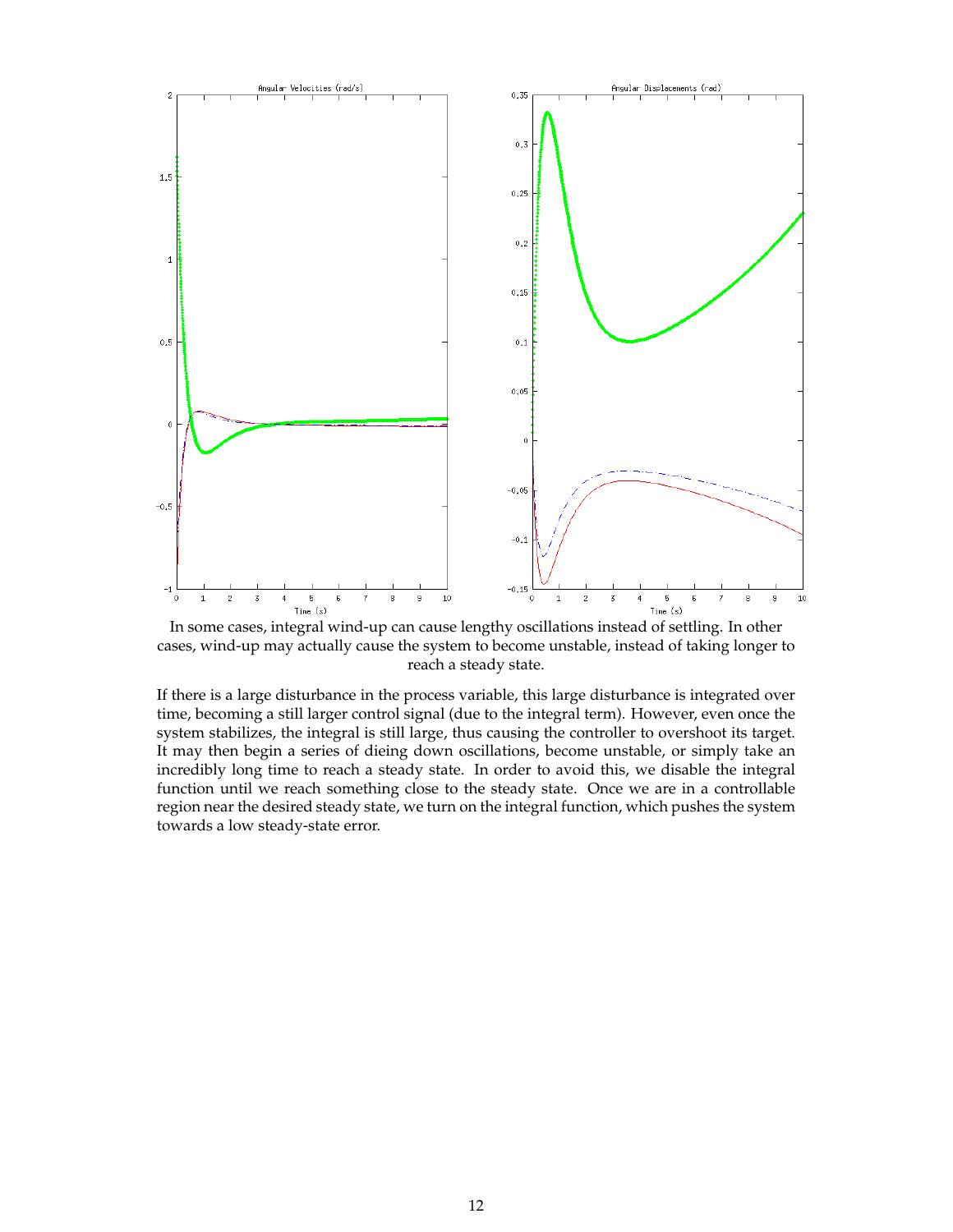In some cases, integral wind-up can cause lengthy oscillations instead of settling. In other cases, wind-up may actually cause the system to become unstable, instead of taking longer to reach a steady state.

If there is a large disturbance in the process variable, this large disturbance is integrated over time, becoming a still larger control signal (due to the integral term). However, even once the system stabilizes, the integral is still large, thus causing the controller to overshoot its target. It may then begin a series of dieing down oscillations, become unstable, or simply take an incredibly long time to reach a steady state. In order to avoid this, we disable the integral function until we reach something close to the steady state. Once we are in a controllable region near the desired steady state, we turn on the integral function, which pushes the system towards a low steady-state error.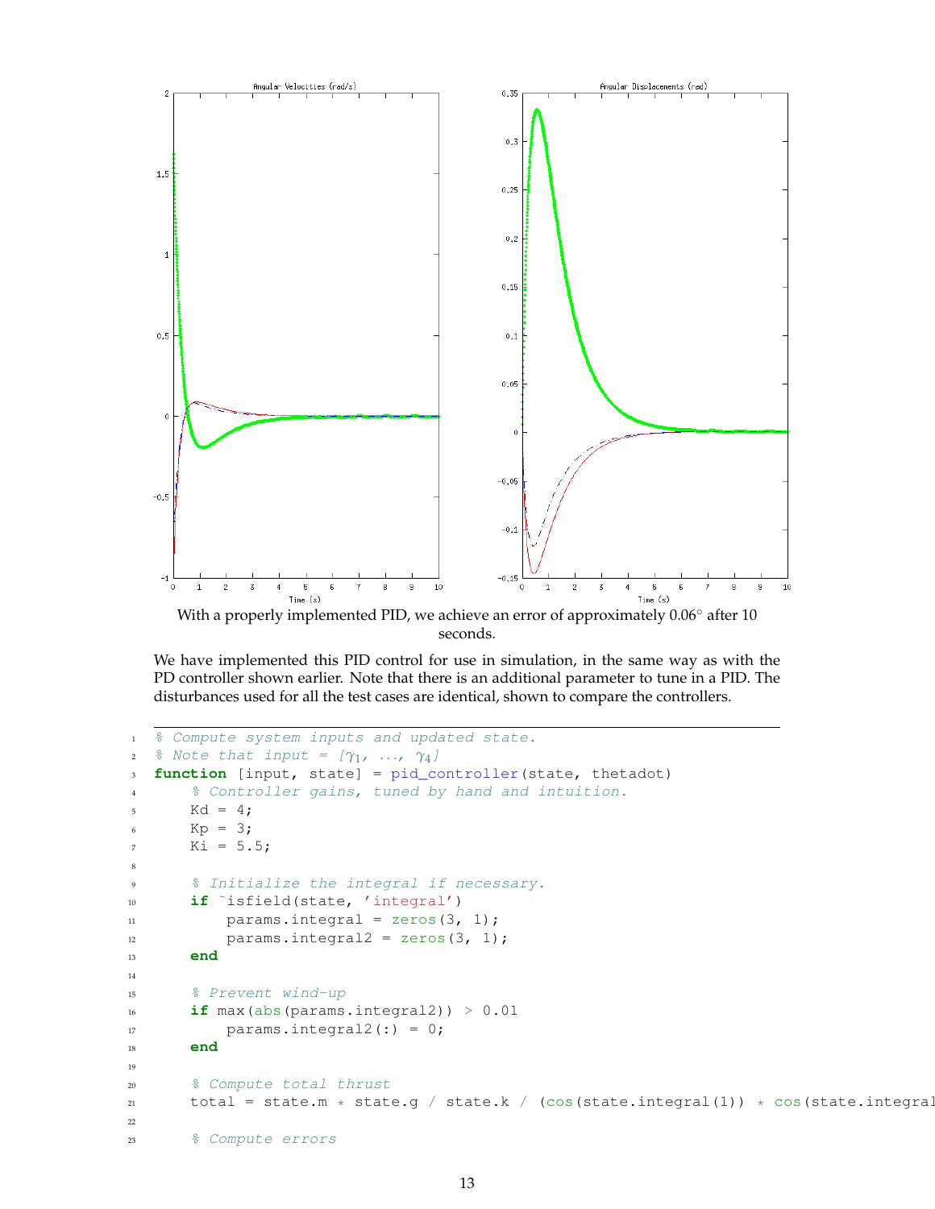With a properly implemented PID, we achieve an error of approximately 0.06° after 10 seconds.

We have implemented this PID control for use in simulation, in the same way as with the PD controller shown earlier. Note that there is an additional parameter to tune in a PID. The disturbances used for all the test cases are identical, shown to compare the controllers.

```
% Compute system inputs and updated state.
% Note that input = [γ1, ..., γ4]
function [input, state] = pid_controller(state, thetadot)
    % Controller gains, tuned by hand and intuition.
    Kd = 4;
    Kp = 3;
    Ki = 5.5;

    % Initialize the integral if necessary.
    if ~isfield(state, 'integral')
        params.integral = zeros(3, 1);
        params.integral2 = zeros(3, 1);
    end

    % Prevent wind-up
    if max(abs(params.integral2)) > 0.01
        params.integral2(:) = 0;
    end

    % Compute total thrust
    total = state.m * state.g / state.k / (cos(state.integral(1)) * cos(state.integral

    % Compute errors
```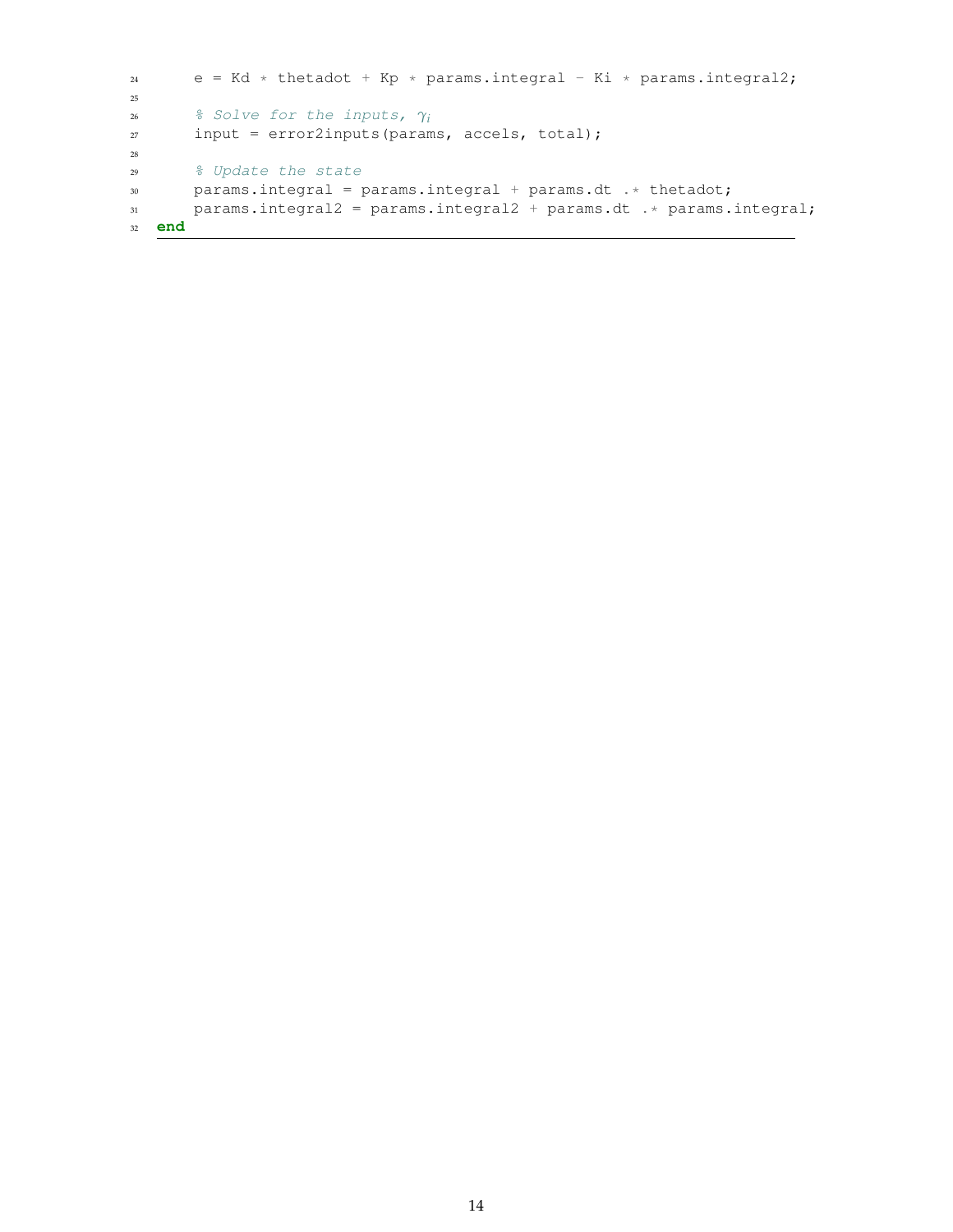```
    e = Kd * thetadot + Kp * params.integral - Ki * params.integral2;

    % Solve for the inputs, γi
    input = error2inputs(params, accels, total);

    % Update the state
    params.integral = params.integral + params.dt .* thetadot;
    params.integral2 = params.integral2 + params.dt .* params.integral;
end
```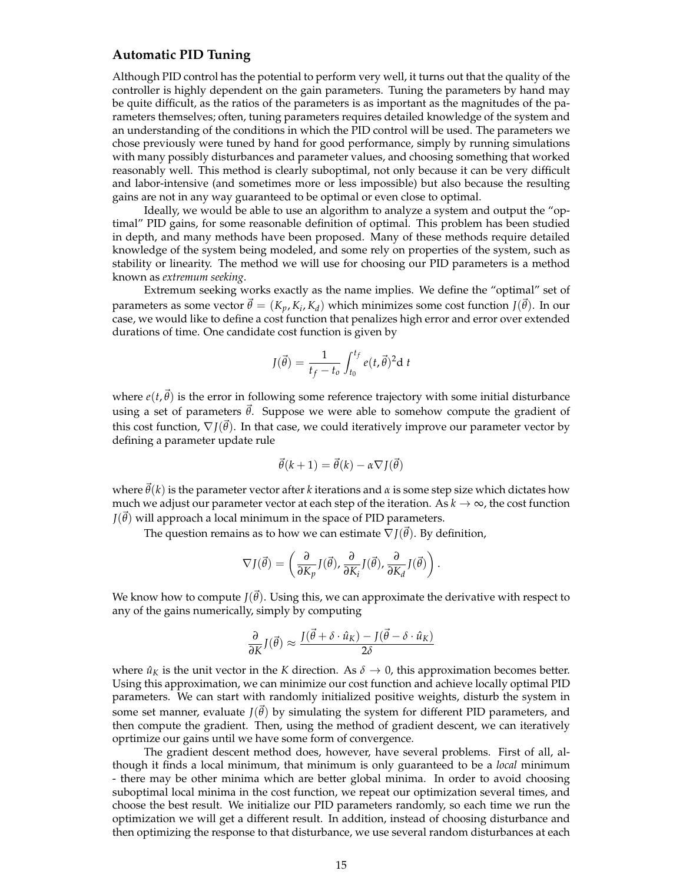### Automatic PID Tuning

Although PID control has the potential to perform very well, it turns out that the quality of the controller is highly dependent on the gain parameters. Tuning the parameters by hand may be quite difficult, as the ratios of the parameters is as important as the magnitudes of the parameters themselves; often, tuning parameters requires detailed knowledge of the system and an understanding of the conditions in which the PID control will be used. The parameters we chose previously were tuned by hand for good performance, simply by running simulations with many possibly disturbances and parameter values, and choosing something that worked reasonably well. This method is clearly suboptimal, not only because it can be very difficult and labor-intensive (and sometimes more or less impossible) but also because the resulting gains are not in any way guaranteed to be optimal or even close to optimal.

Ideally, we would be able to use an algorithm to analyze a system and output the "optimal" PID gains, for some reasonable definition of optimal. This problem has been studied in depth, and many methods have been proposed. Many of these methods require detailed knowledge of the system being modeled, and some rely on properties of the system, such as stability or linearity. The method we will use for choosing our PID parameters is a method known as *extremum seeking*.

Extremum seeking works exactly as the name implies. We define the "optimal" set of parameters as some vector $\vec{\theta} = (K_p, K_i, K_d)$ which minimizes some cost function $J(\vec{\theta})$. In our case, we would like to define a cost function that penalizes high error and error over extended durations of time. One candidate cost function is given by

$$J(\vec{\theta}) = \frac{1}{t_f - t_o} \int_{t_0}^{t_f} e(t, \vec{\theta})^2 \mathrm{d}\, t$$

where $e(t, \vec{\theta})$ is the error in following some reference trajectory with some initial disturbance using a set of parameters $\vec{\theta}$. Suppose we were able to somehow compute the gradient of this cost function, $\nabla J(\vec{\theta})$. In that case, we could iteratively improve our parameter vector by defining a parameter update rule

$$\vec{\theta}(k+1) = \vec{\theta}(k) - \alpha \nabla J(\vec{\theta})$$

where $\vec{\theta}(k)$ is the parameter vector after $k$ iterations and $\alpha$ is some step size which dictates how much we adjust our parameter vector at each step of the iteration. As $k \to \infty$, the cost function $J(\vec{\theta})$ will approach a local minimum in the space of PID parameters.

The question remains as to how we can estimate $\nabla J(\vec{\theta})$. By definition,

$$\nabla J(\vec{\theta}) = \left( \frac{\partial}{\partial K_p} J(\vec{\theta}), \frac{\partial}{\partial K_i} J(\vec{\theta}), \frac{\partial}{\partial K_d} J(\vec{\theta}) \right).$$

We know how to compute $J(\vec{\theta})$. Using this, we can approximate the derivative with respect to any of the gains numerically, simply by computing

$$\frac{\partial}{\partial K} J(\vec{\theta}) \approx \frac{J(\vec{\theta} + \delta \cdot \hat{u}_K) - J(\vec{\theta} - \delta \cdot \hat{u}_K)}{2\delta}$$

where $\hat{u}_K$ is the unit vector in the $K$ direction. As $\delta \to 0$, this approximation becomes better. Using this approximation, we can minimize our cost function and achieve locally optimal PID parameters. We can start with randomly initialized positive weights, disturb the system in some set manner, evaluate $J(\vec{\theta})$ by simulating the system for different PID parameters, and then compute the gradient. Then, using the method of gradient descent, we can iteratively oprtimize our gains until we have some form of convergence.

The gradient descent method does, however, have several problems. First of all, although it finds a local minimum, that minimum is only guaranteed to be a *local* minimum - there may be other minima which are better global minima. In order to avoid choosing suboptimal local minima in the cost function, we repeat our optimization several times, and choose the best result. We initialize our PID parameters randomly, so each time we run the optimization we will get a different result. In addition, instead of choosing disturbance and then optimizing the response to that disturbance, we use several random disturbances at each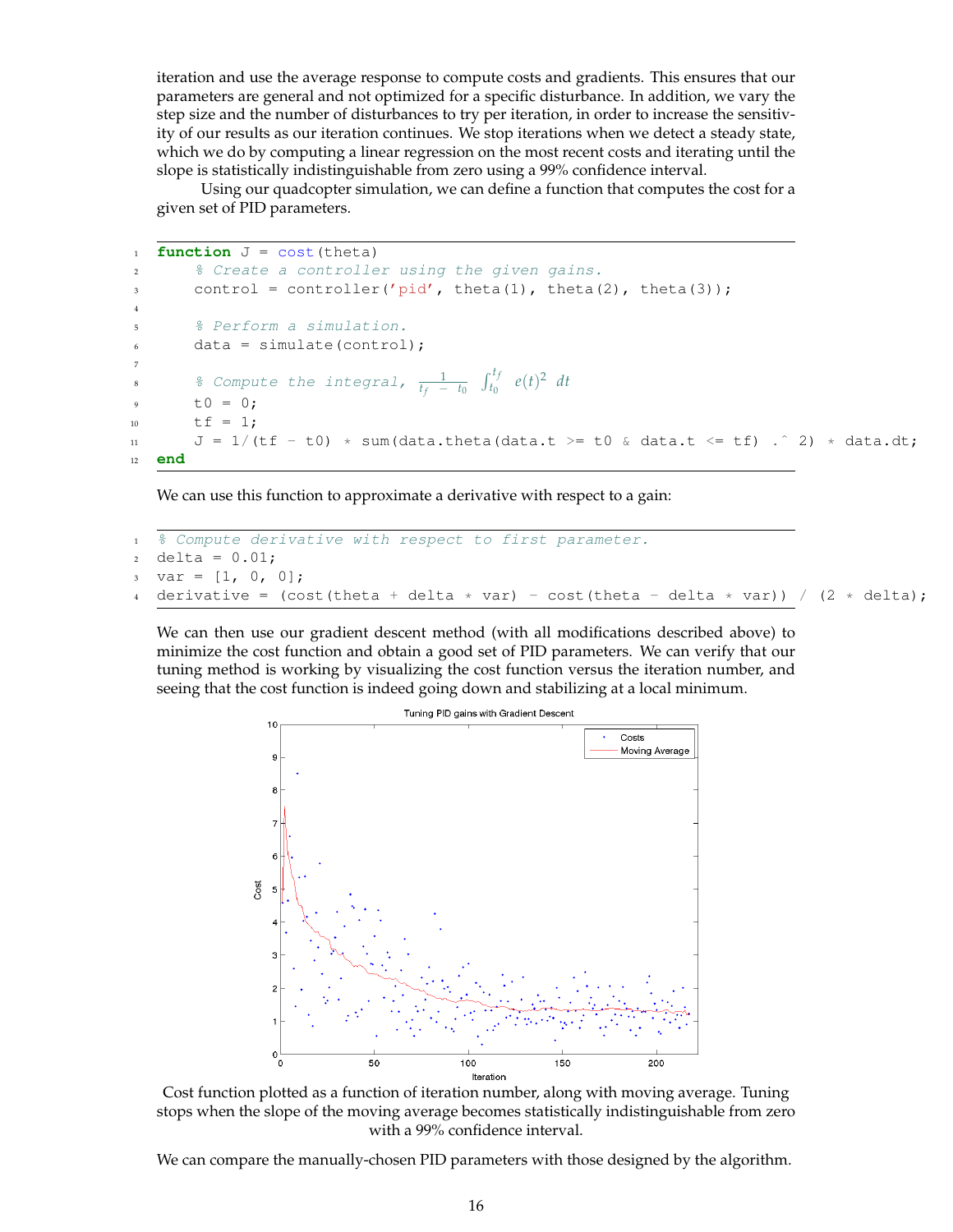iteration and use the average response to compute costs and gradients. This ensures that our parameters are general and not optimized for a specific disturbance. In addition, we vary the step size and the number of disturbances to try per iteration, in order to increase the sensitivity of our results as our iteration continues. We stop iterations when we detect a steady state, which we do by computing a linear regression on the most recent costs and iterating until the slope is statistically indistinguishable from zero using a 99% confidence interval.

Using our quadcopter simulation, we can define a function that computes the cost for a given set of PID parameters.

```
function J = cost(theta)
    % Create a controller using the given gains.
    control = controller('pid', theta(1), theta(2), theta(3));

    % Perform a simulation.
    data = simulate(control);

    % Compute the integral, 1/(tf - t0) ∫_{t0}^{tf} e(t)^2 dt
    t0 = 0;
    tf = 1;
    J = 1/(tf - t0) * sum(data.theta(data.t >= t0 & data.t <= tf) .^ 2) * data.dt;
end
```

We can use this function to approximate a derivative with respect to a gain:

```
% Compute derivative with respect to first parameter.
delta = 0.01;
var = [1, 0, 0];
derivative = (cost(theta + delta * var) - cost(theta - delta * var)) / (2 * delta);
```

We can then use our gradient descent method (with all modifications described above) to minimize the cost function and obtain a good set of PID parameters. We can verify that our tuning method is working by visualizing the cost function versus the iteration number, and seeing that the cost function is indeed going down and stabilizing at a local minimum.

Cost function plotted as a function of iteration number, along with moving average. Tuning stops when the slope of the moving average becomes statistically indistinguishable from zero with a 99% confidence interval.

We can compare the manually-chosen PID parameters with those designed by the algorithm.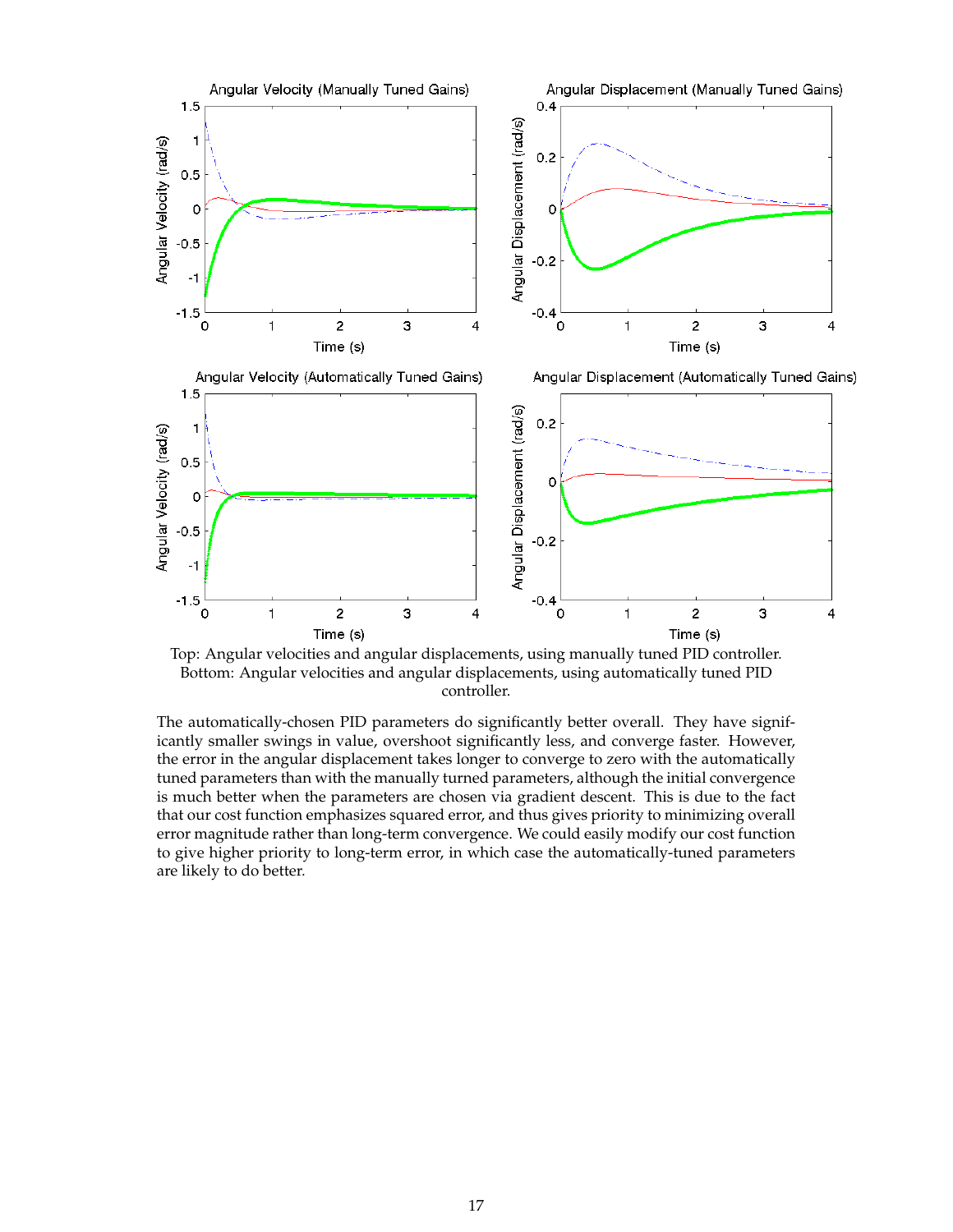Top: Angular velocities and angular displacements, using manually tuned PID controller. Bottom: Angular velocities and angular displacements, using automatically tuned PID controller.

The automatically-chosen PID parameters do significantly better overall. They have significantly smaller swings in value, overshoot significantly less, and converge faster. However, the error in the angular displacement takes longer to converge to zero with the automatically tuned parameters than with the manually turned parameters, although the initial convergence is much better when the parameters are chosen via gradient descent. This is due to the fact that our cost function emphasizes squared error, and thus gives priority to minimizing overall error magnitude rather than long-term convergence. We could easily modify our cost function to give higher priority to long-term error, in which case the automatically-tuned parameters are likely to do better.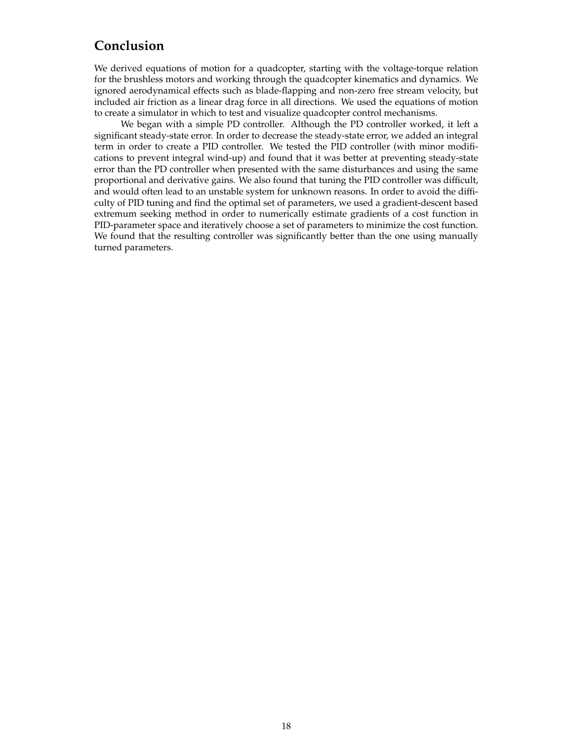## Conclusion

We derived equations of motion for a quadcopter, starting with the voltage-torque relation for the brushless motors and working through the quadcopter kinematics and dynamics. We ignored aerodynamical effects such as blade-flapping and non-zero free stream velocity, but included air friction as a linear drag force in all directions. We used the equations of motion to create a simulator in which to test and visualize quadcopter control mechanisms.

We began with a simple PD controller. Although the PD controller worked, it left a significant steady-state error. In order to decrease the steady-state error, we added an integral term in order to create a PID controller. We tested the PID controller (with minor modifications to prevent integral wind-up) and found that it was better at preventing steady-state error than the PD controller when presented with the same disturbances and using the same proportional and derivative gains. We also found that tuning the PID controller was difficult, and would often lead to an unstable system for unknown reasons. In order to avoid the difficulty of PID tuning and find the optimal set of parameters, we used a gradient-descent based extremum seeking method in order to numerically estimate gradients of a cost function in PID-parameter space and iteratively choose a set of parameters to minimize the cost function. We found that the resulting controller was significantly better than the one using manually turned parameters.